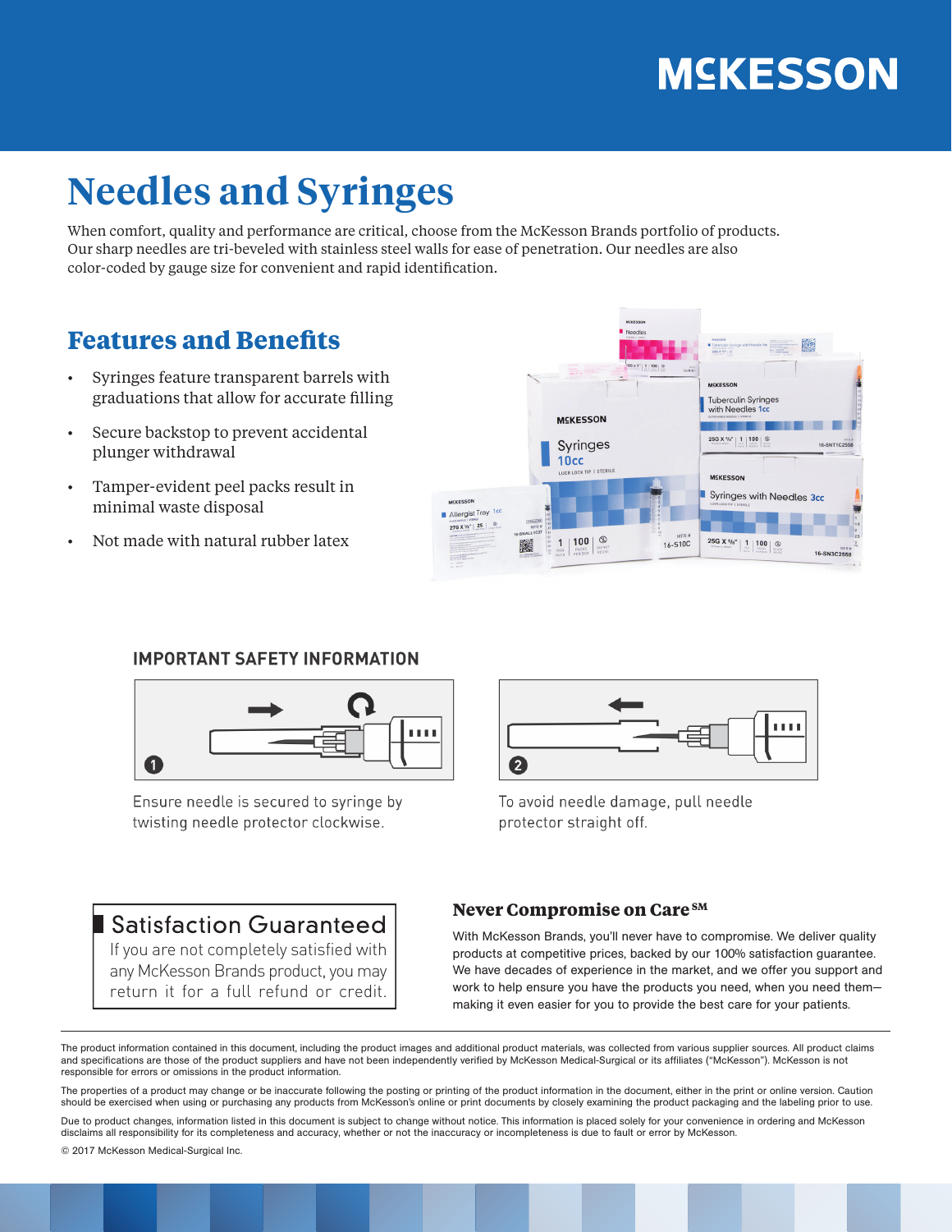# Needles and Syringes

When comfort, quality and performance are critical, choose from the McKesson Brands portfolio of products. Our sharp needles are tri-beveled with stainless steel walls for ease of penetration. Our needles are also color-coded by gauge size for convenient and rapid identification.

## Features and Benefits

- Syringes feature transparent barrels with graduations that allow for accurate filling
- Secure backstop to prevent accidental plunger withdrawal
- Tamper-evident peel packs result in minimal waste disposal
- Not made with natural rubber latex

## IMPORTANT SAFETY INFORMATION

1. Ensure needle is secured to syringe by twisting needle protector clockwise.
2. To avoid needle damage, pull needle protector straight off.

### Satisfaction Guaranteed

If you are not completely satisfied with any McKesson Brands product, you may return it for a full refund or credit.

### Never Compromise on Care℠

With McKesson Brands, you'll never have to compromise. We deliver quality products at competitive prices, backed by our 100% satisfaction guarantee. We have decades of experience in the market, and we offer you support and work to help ensure you have the products you need, when you need them—making it even easier for you to provide the best care for your patients.

---

The product information contained in this document, including the product images and additional product materials, was collected from various supplier sources. All product claims and specifications are those of the product suppliers and have not been independently verified by McKesson Medical-Surgical or its affiliates ("McKesson"). McKesson is not responsible for errors or omissions in the product information.

The properties of a product may change or be inaccurate following the posting or printing of the product information in the document, either in the print or online version. Caution should be exercised when using or purchasing any products from McKesson's online or print documents by closely examining the product packaging and the labeling prior to use.

Due to product changes, information listed in this document is subject to change without notice. This information is placed solely for your convenience in ordering and McKesson disclaims all responsibility for its completeness and accuracy, whether or not the inaccuracy or incompleteness is due to fault or error by McKesson.

© 2017 McKesson Medical-Surgical Inc.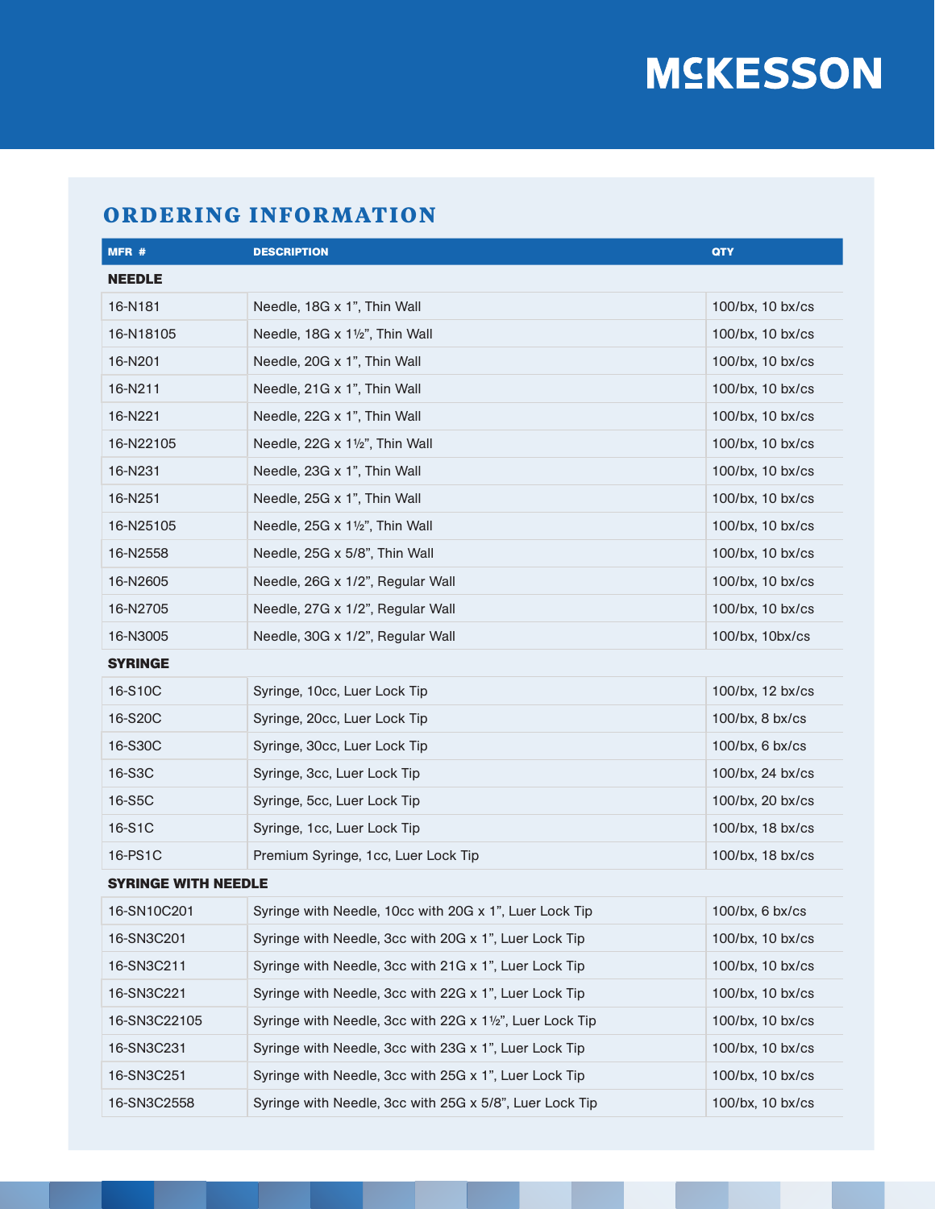## ORDERING INFORMATION

| MFR # | DESCRIPTION | QTY |
|---|---|---|
| **NEEDLE** | | |
| 16-N181 | Needle, 18G x 1”, Thin Wall | 100/bx, 10 bx/cs |
| 16-N18105 | Needle, 18G x 1½”, Thin Wall | 100/bx, 10 bx/cs |
| 16-N201 | Needle, 20G x 1”, Thin Wall | 100/bx, 10 bx/cs |
| 16-N211 | Needle, 21G x 1”, Thin Wall | 100/bx, 10 bx/cs |
| 16-N221 | Needle, 22G x 1”, Thin Wall | 100/bx, 10 bx/cs |
| 16-N22105 | Needle, 22G x 1½”, Thin Wall | 100/bx, 10 bx/cs |
| 16-N231 | Needle, 23G x 1”, Thin Wall | 100/bx, 10 bx/cs |
| 16-N251 | Needle, 25G x 1”, Thin Wall | 100/bx, 10 bx/cs |
| 16-N25105 | Needle, 25G x 1½”, Thin Wall | 100/bx, 10 bx/cs |
| 16-N2558 | Needle, 25G x 5/8”, Thin Wall | 100/bx, 10 bx/cs |
| 16-N2605 | Needle, 26G x 1/2”, Regular Wall | 100/bx, 10 bx/cs |
| 16-N2705 | Needle, 27G x 1/2”, Regular Wall | 100/bx, 10 bx/cs |
| 16-N3005 | Needle, 30G x 1/2”, Regular Wall | 100/bx, 10bx/cs |
| **SYRINGE** | | |
| 16-S10C | Syringe, 10cc, Luer Lock Tip | 100/bx, 12 bx/cs |
| 16-S20C | Syringe, 20cc, Luer Lock Tip | 100/bx, 8 bx/cs |
| 16-S30C | Syringe, 30cc, Luer Lock Tip | 100/bx, 6 bx/cs |
| 16-S3C | Syringe, 3cc, Luer Lock Tip | 100/bx, 24 bx/cs |
| 16-S5C | Syringe, 5cc, Luer Lock Tip | 100/bx, 20 bx/cs |
| 16-S1C | Syringe, 1cc, Luer Lock Tip | 100/bx, 18 bx/cs |
| 16-PS1C | Premium Syringe, 1cc, Luer Lock Tip | 100/bx, 18 bx/cs |
| **SYRINGE WITH NEEDLE** | | |
| 16-SN10C201 | Syringe with Needle, 10cc with 20G x 1”, Luer Lock Tip | 100/bx, 6 bx/cs |
| 16-SN3C201 | Syringe with Needle, 3cc with 20G x 1”, Luer Lock Tip | 100/bx, 10 bx/cs |
| 16-SN3C211 | Syringe with Needle, 3cc with 21G x 1”, Luer Lock Tip | 100/bx, 10 bx/cs |
| 16-SN3C221 | Syringe with Needle, 3cc with 22G x 1”, Luer Lock Tip | 100/bx, 10 bx/cs |
| 16-SN3C22105 | Syringe with Needle, 3cc with 22G x 1½”, Luer Lock Tip | 100/bx, 10 bx/cs |
| 16-SN3C231 | Syringe with Needle, 3cc with 23G x 1”, Luer Lock Tip | 100/bx, 10 bx/cs |
| 16-SN3C251 | Syringe with Needle, 3cc with 25G x 1”, Luer Lock Tip | 100/bx, 10 bx/cs |
| 16-SN3C2558 | Syringe with Needle, 3cc with 25G x 5/8”, Luer Lock Tip | 100/bx, 10 bx/cs |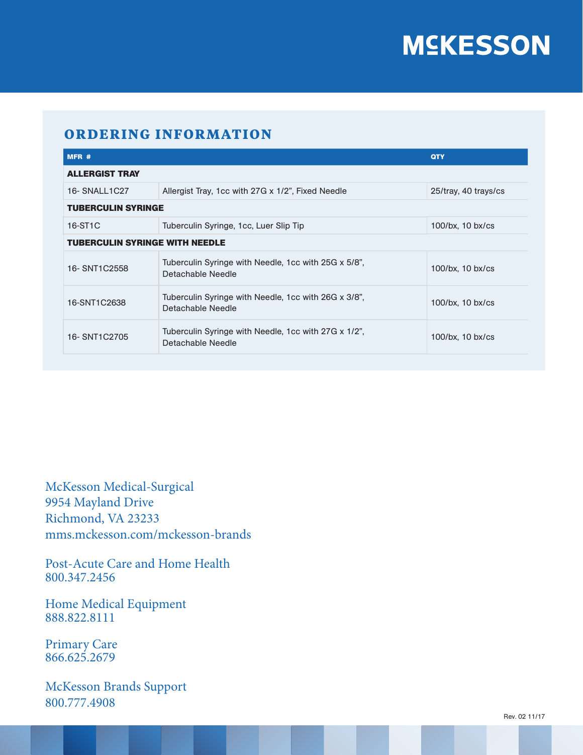## ORDERING INFORMATION

| MFR # | | QTY |
|---|---|---|
| **ALLERGIST TRAY** | | |
| 16- SNALL1C27 | Allergist Tray, 1cc with 27G x 1/2", Fixed Needle | 25/tray, 40 trays/cs |
| **TUBERCULIN SYRINGE** | | |
| 16-ST1C | Tuberculin Syringe, 1cc, Luer Slip Tip | 100/bx, 10 bx/cs |
| **TUBERCULIN SYRINGE WITH NEEDLE** | | |
| 16- SNT1C2558 | Tuberculin Syringe with Needle, 1cc with 25G x 5/8", Detachable Needle | 100/bx, 10 bx/cs |
| 16-SNT1C2638 | Tuberculin Syringe with Needle, 1cc with 26G x 3/8", Detachable Needle | 100/bx, 10 bx/cs |
| 16- SNT1C2705 | Tuberculin Syringe with Needle, 1cc with 27G x 1/2", Detachable Needle | 100/bx, 10 bx/cs |

McKesson Medical-Surgical
9954 Mayland Drive
Richmond, VA 23233
mms.mckesson.com/mckesson-brands

Post-Acute Care and Home Health
800.347.2456

Home Medical Equipment
888.822.8111

Primary Care
866.625.2679

McKesson Brands Support
800.777.4908

Rev. 02 11/17